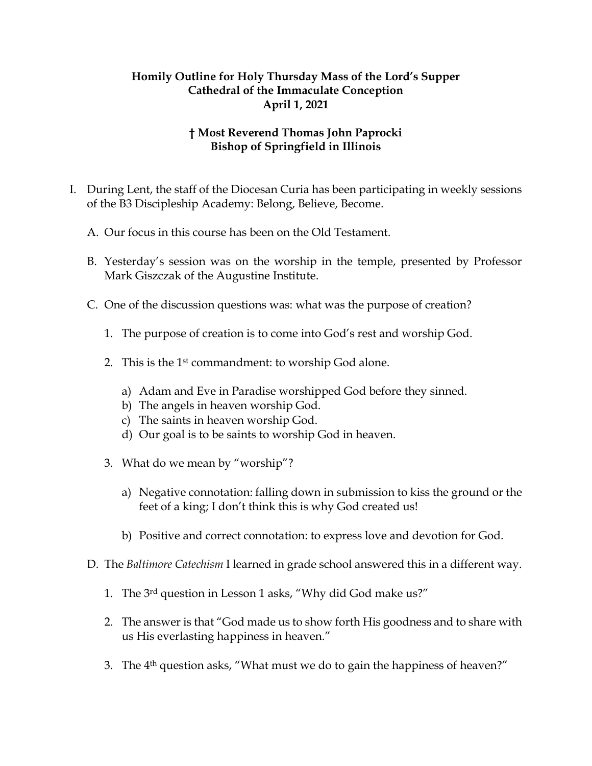**Homily Outline for Holy Thursday Mass of the Lord's Supper**
**Cathedral of the Immaculate Conception**
**April 1, 2021**

**† Most Reverend Thomas John Paprocki**
**Bishop of Springfield in Illinois**

I. During Lent, the staff of the Diocesan Curia has been participating in weekly sessions of the B3 Discipleship Academy: Belong, Believe, Become.

   A. Our focus in this course has been on the Old Testament.

   B. Yesterday's session was on the worship in the temple, presented by Professor Mark Giszczak of the Augustine Institute.

   C. One of the discussion questions was: what was the purpose of creation?

      1. The purpose of creation is to come into God's rest and worship God.

      2. This is the 1st commandment: to worship God alone.

         a) Adam and Eve in Paradise worshipped God before they sinned.
         b) The angels in heaven worship God.
         c) The saints in heaven worship God.
         d) Our goal is to be saints to worship God in heaven.

      3. What do we mean by "worship"?

         a) Negative connotation: falling down in submission to kiss the ground or the feet of a king; I don't think this is why God created us!

         b) Positive and correct connotation: to express love and devotion for God.

   D. The *Baltimore Catechism* I learned in grade school answered this in a different way.

      1. The 3rd question in Lesson 1 asks, "Why did God make us?"

      2. The answer is that "God made us to show forth His goodness and to share with us His everlasting happiness in heaven."

      3. The 4th question asks, "What must we do to gain the happiness of heaven?"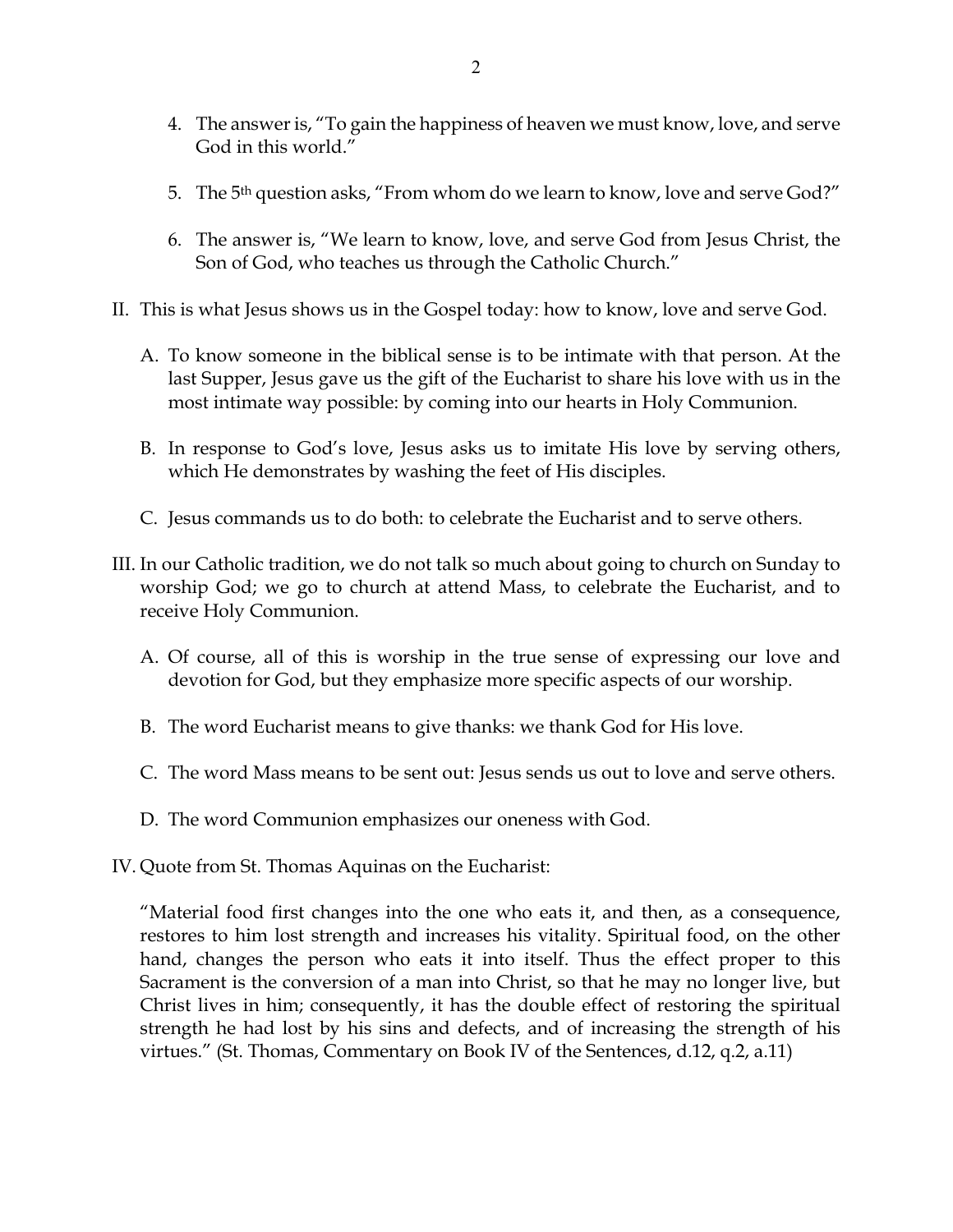4. The answer is, "To gain the happiness of heaven we must know, love, and serve God in this world."

5. The 5th question asks, "From whom do we learn to know, love and serve God?"

6. The answer is, "We learn to know, love, and serve God from Jesus Christ, the Son of God, who teaches us through the Catholic Church."

II. This is what Jesus shows us in the Gospel today: how to know, love and serve God.

   A. To know someone in the biblical sense is to be intimate with that person. At the last Supper, Jesus gave us the gift of the Eucharist to share his love with us in the most intimate way possible: by coming into our hearts in Holy Communion.

   B. In response to God's love, Jesus asks us to imitate His love by serving others, which He demonstrates by washing the feet of His disciples.

   C. Jesus commands us to do both: to celebrate the Eucharist and to serve others.

III. In our Catholic tradition, we do not talk so much about going to church on Sunday to worship God; we go to church at attend Mass, to celebrate the Eucharist, and to receive Holy Communion.

   A. Of course, all of this is worship in the true sense of expressing our love and devotion for God, but they emphasize more specific aspects of our worship.

   B. The word Eucharist means to give thanks: we thank God for His love.

   C. The word Mass means to be sent out: Jesus sends us out to love and serve others.

   D. The word Communion emphasizes our oneness with God.

IV. Quote from St. Thomas Aquinas on the Eucharist:

"Material food first changes into the one who eats it, and then, as a consequence, restores to him lost strength and increases his vitality. Spiritual food, on the other hand, changes the person who eats it into itself. Thus the effect proper to this Sacrament is the conversion of a man into Christ, so that he may no longer live, but Christ lives in him; consequently, it has the double effect of restoring the spiritual strength he had lost by his sins and defects, and of increasing the strength of his virtues." (St. Thomas, Commentary on Book IV of the Sentences, d.12, q.2, a.11)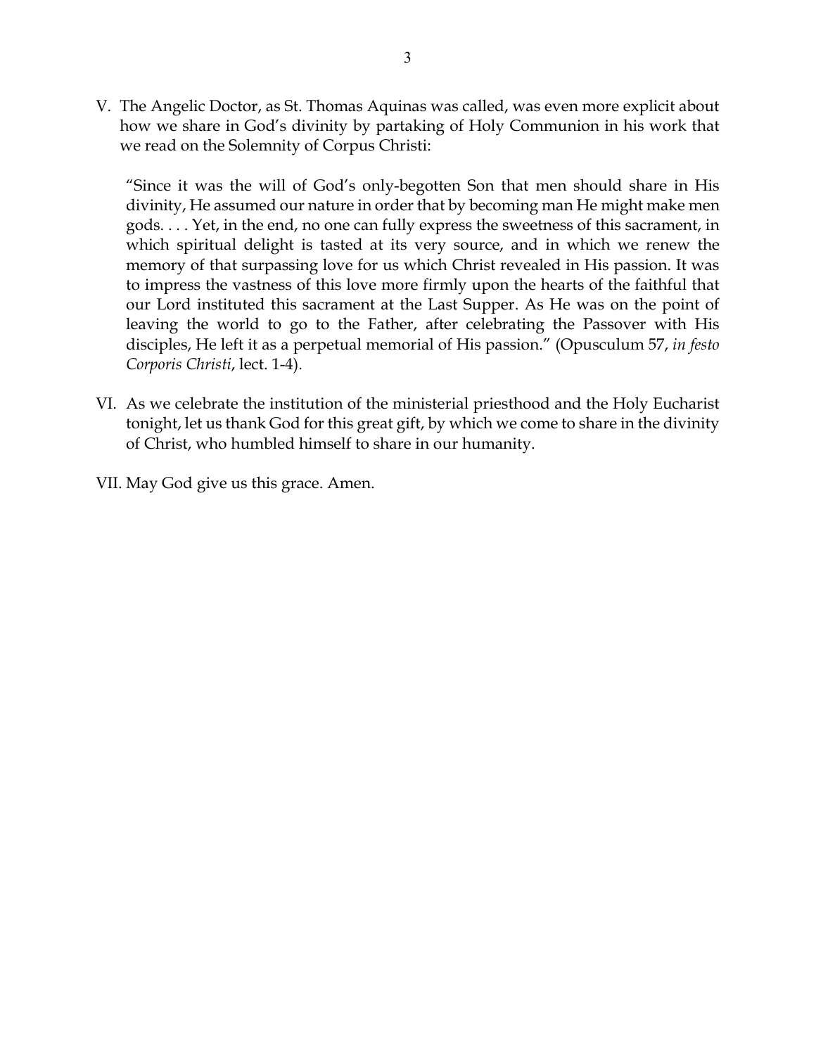V. The Angelic Doctor, as St. Thomas Aquinas was called, was even more explicit about how we share in God's divinity by partaking of Holy Communion in his work that we read on the Solemnity of Corpus Christi:

   "Since it was the will of God's only-begotten Son that men should share in His divinity, He assumed our nature in order that by becoming man He might make men gods. . . . Yet, in the end, no one can fully express the sweetness of this sacrament, in which spiritual delight is tasted at its very source, and in which we renew the memory of that surpassing love for us which Christ revealed in His passion. It was to impress the vastness of this love more firmly upon the hearts of the faithful that our Lord instituted this sacrament at the Last Supper. As He was on the point of leaving the world to go to the Father, after celebrating the Passover with His disciples, He left it as a perpetual memorial of His passion." (Opusculum 57, *in festo Corporis Christi*, lect. 1-4).

VI. As we celebrate the institution of the ministerial priesthood and the Holy Eucharist tonight, let us thank God for this great gift, by which we come to share in the divinity of Christ, who humbled himself to share in our humanity.

VII. May God give us this grace. Amen.